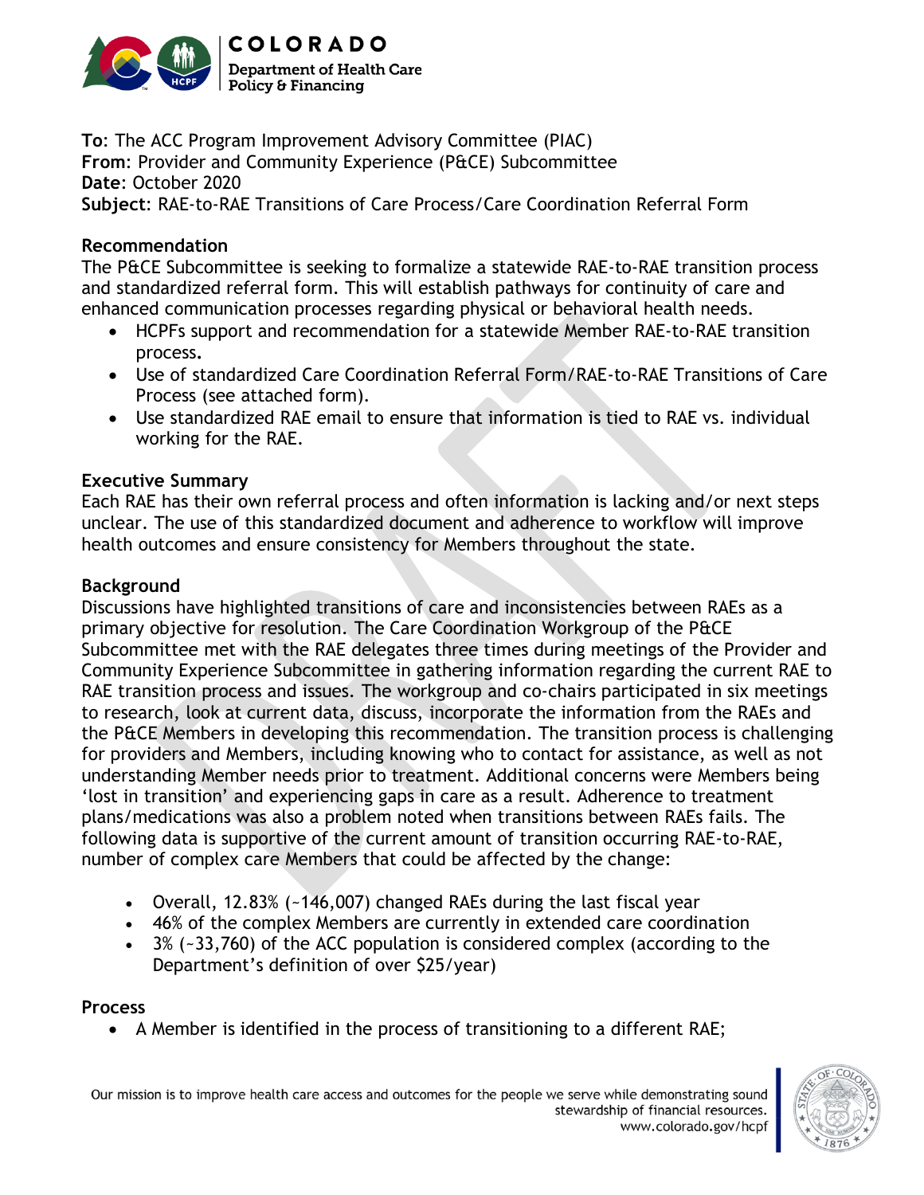**To**: The ACC Program Improvement Advisory Committee (PIAC)
**From**: Provider and Community Experience (P&CE) Subcommittee
**Date**: October 2020
**Subject**: RAE-to-RAE Transitions of Care Process/Care Coordination Referral Form

**Recommendation**

The P&CE Subcommittee is seeking to formalize a statewide RAE-to-RAE transition process and standardized referral form. This will establish pathways for continuity of care and enhanced communication processes regarding physical or behavioral health needs.

- HCPFs support and recommendation for a statewide Member RAE-to-RAE transition process.
- Use of standardized Care Coordination Referral Form/RAE-to-RAE Transitions of Care Process (see attached form).
- Use standardized RAE email to ensure that information is tied to RAE vs. individual working for the RAE.

**Executive Summary**

Each RAE has their own referral process and often information is lacking and/or next steps unclear. The use of this standardized document and adherence to workflow will improve health outcomes and ensure consistency for Members throughout the state.

**Background**

Discussions have highlighted transitions of care and inconsistencies between RAEs as a primary objective for resolution. The Care Coordination Workgroup of the P&CE Subcommittee met with the RAE delegates three times during meetings of the Provider and Community Experience Subcommittee in gathering information regarding the current RAE to RAE transition process and issues. The workgroup and co-chairs participated in six meetings to research, look at current data, discuss, incorporate the information from the RAEs and the P&CE Members in developing this recommendation. The transition process is challenging for providers and Members, including knowing who to contact for assistance, as well as not understanding Member needs prior to treatment. Additional concerns were Members being 'lost in transition' and experiencing gaps in care as a result. Adherence to treatment plans/medications was also a problem noted when transitions between RAEs fails. The following data is supportive of the current amount of transition occurring RAE-to-RAE, number of complex care Members that could be affected by the change:

- Overall, 12.83% (~146,007) changed RAEs during the last fiscal year
- 46% of the complex Members are currently in extended care coordination
- 3% (~33,760) of the ACC population is considered complex (according to the Department's definition of over $25/year)

**Process**

- A Member is identified in the process of transitioning to a different RAE;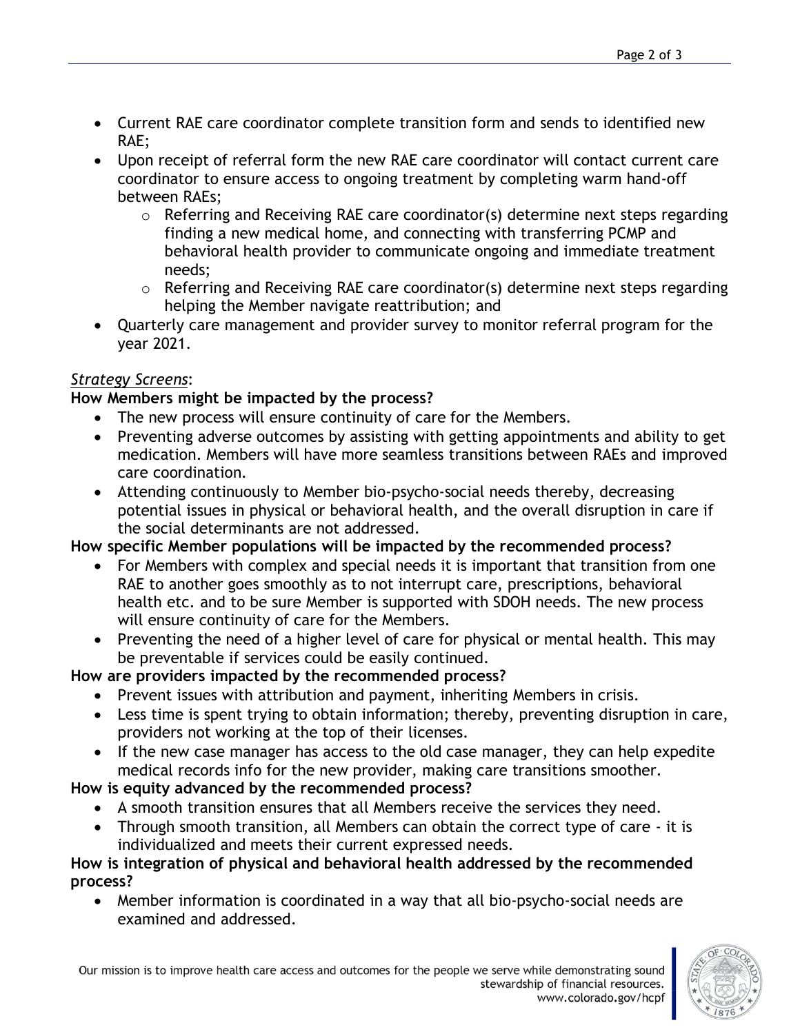- Current RAE care coordinator complete transition form and sends to identified new RAE;
- Upon receipt of referral form the new RAE care coordinator will contact current care coordinator to ensure access to ongoing treatment by completing warm hand-off between RAEs;
  - Referring and Receiving RAE care coordinator(s) determine next steps regarding finding a new medical home, and connecting with transferring PCMP and behavioral health provider to communicate ongoing and immediate treatment needs;
  - Referring and Receiving RAE care coordinator(s) determine next steps regarding helping the Member navigate reattribution; and
- Quarterly care management and provider survey to monitor referral program for the year 2021.

*Strategy Screens*:

**How Members might be impacted by the process?**

- The new process will ensure continuity of care for the Members.
- Preventing adverse outcomes by assisting with getting appointments and ability to get medication. Members will have more seamless transitions between RAEs and improved care coordination.
- Attending continuously to Member bio-psycho-social needs thereby, decreasing potential issues in physical or behavioral health, and the overall disruption in care if the social determinants are not addressed.

**How specific Member populations will be impacted by the recommended process?**

- For Members with complex and special needs it is important that transition from one RAE to another goes smoothly as to not interrupt care, prescriptions, behavioral health etc. and to be sure Member is supported with SDOH needs. The new process will ensure continuity of care for the Members.
- Preventing the need of a higher level of care for physical or mental health. This may be preventable if services could be easily continued.

**How are providers impacted by the recommended process?**

- Prevent issues with attribution and payment, inheriting Members in crisis.
- Less time is spent trying to obtain information; thereby, preventing disruption in care, providers not working at the top of their licenses.
- If the new case manager has access to the old case manager, they can help expedite medical records info for the new provider, making care transitions smoother.

**How is equity advanced by the recommended process?**

- A smooth transition ensures that all Members receive the services they need.
- Through smooth transition, all Members can obtain the correct type of care - it is individualized and meets their current expressed needs.

**How is integration of physical and behavioral health addressed by the recommended process?**

- Member information is coordinated in a way that all bio-psycho-social needs are examined and addressed.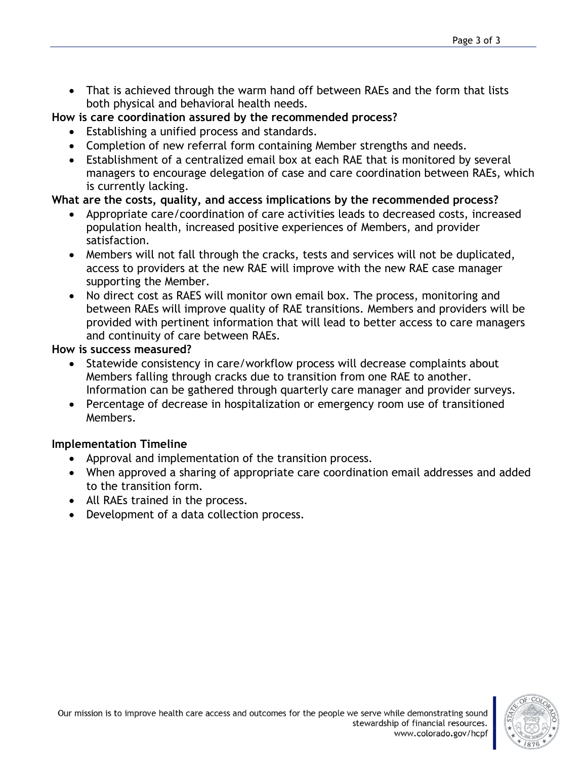- That is achieved through the warm hand off between RAEs and the form that lists both physical and behavioral health needs.

**How is care coordination assured by the recommended process?**

- Establishing a unified process and standards.
- Completion of new referral form containing Member strengths and needs.
- Establishment of a centralized email box at each RAE that is monitored by several managers to encourage delegation of case and care coordination between RAEs, which is currently lacking.

**What are the costs, quality, and access implications by the recommended process?**

- Appropriate care/coordination of care activities leads to decreased costs, increased population health, increased positive experiences of Members, and provider satisfaction.
- Members will not fall through the cracks, tests and services will not be duplicated, access to providers at the new RAE will improve with the new RAE case manager supporting the Member.
- No direct cost as RAES will monitor own email box. The process, monitoring and between RAEs will improve quality of RAE transitions. Members and providers will be provided with pertinent information that will lead to better access to care managers and continuity of care between RAEs.

**How is success measured?**

- Statewide consistency in care/workflow process will decrease complaints about Members falling through cracks due to transition from one RAE to another. Information can be gathered through quarterly care manager and provider surveys.
- Percentage of decrease in hospitalization or emergency room use of transitioned Members.

**Implementation Timeline**

- Approval and implementation of the transition process.
- When approved a sharing of appropriate care coordination email addresses and added to the transition form.
- All RAEs trained in the process.
- Development of a data collection process.